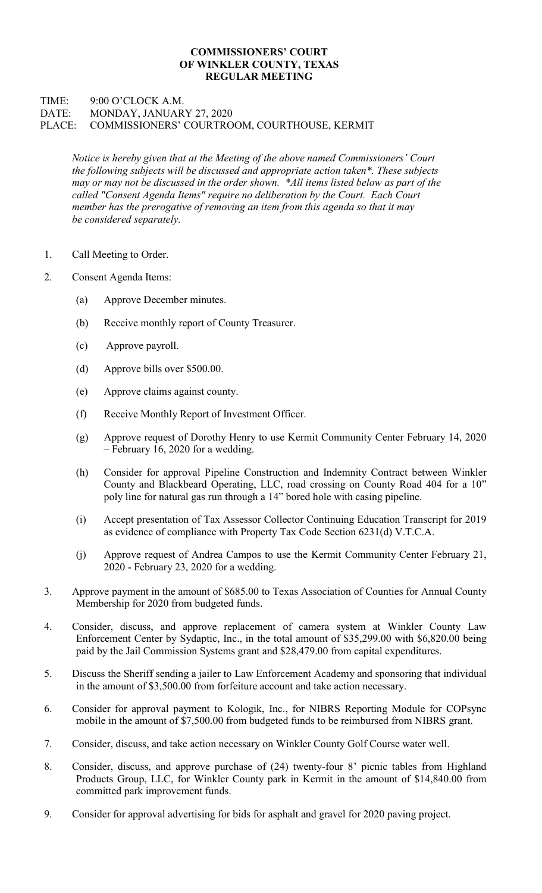**COMMISSIONERS' COURT**
**OF WINKLER COUNTY, TEXAS**
**REGULAR MEETING**

TIME: 9:00 O'CLOCK A.M.
DATE: MONDAY, JANUARY 27, 2020
PLACE: COMMISSIONERS' COURTROOM, COURTHOUSE, KERMIT

*Notice is hereby given that at the Meeting of the above named Commissioners' Court the following subjects will be discussed and appropriate action taken*. These subjects may or may not be discussed in the order shown. *All items listed below as part of the called "Consent Agenda Items" require no deliberation by the Court. Each Court member has the prerogative of removing an item from this agenda so that it may be considered separately.*

1. Call Meeting to Order.

2. Consent Agenda Items:

   (a) Approve December minutes.

   (b) Receive monthly report of County Treasurer.

   (c) Approve payroll.

   (d) Approve bills over $500.00.

   (e) Approve claims against county.

   (f) Receive Monthly Report of Investment Officer.

   (g) Approve request of Dorothy Henry to use Kermit Community Center February 14, 2020 – February 16, 2020 for a wedding.

   (h) Consider for approval Pipeline Construction and Indemnity Contract between Winkler County and Blackbeard Operating, LLC, road crossing on County Road 404 for a 10" poly line for natural gas run through a 14" bored hole with casing pipeline.

   (i) Accept presentation of Tax Assessor Collector Continuing Education Transcript for 2019 as evidence of compliance with Property Tax Code Section 6231(d) V.T.C.A.

   (j) Approve request of Andrea Campos to use the Kermit Community Center February 21, 2020 - February 23, 2020 for a wedding.

3. Approve payment in the amount of $685.00 to Texas Association of Counties for Annual County Membership for 2020 from budgeted funds.

4. Consider, discuss, and approve replacement of camera system at Winkler County Law Enforcement Center by Sydaptic, Inc., in the total amount of $35,299.00 with $6,820.00 being paid by the Jail Commission Systems grant and $28,479.00 from capital expenditures.

5. Discuss the Sheriff sending a jailer to Law Enforcement Academy and sponsoring that individual in the amount of $3,500.00 from forfeiture account and take action necessary.

6. Consider for approval payment to Kologik, Inc., for NIBRS Reporting Module for COPsync mobile in the amount of $7,500.00 from budgeted funds to be reimbursed from NIBRS grant.

7. Consider, discuss, and take action necessary on Winkler County Golf Course water well.

8. Consider, discuss, and approve purchase of (24) twenty-four 8' picnic tables from Highland Products Group, LLC, for Winkler County park in Kermit in the amount of $14,840.00 from committed park improvement funds.

9. Consider for approval advertising for bids for asphalt and gravel for 2020 paving project.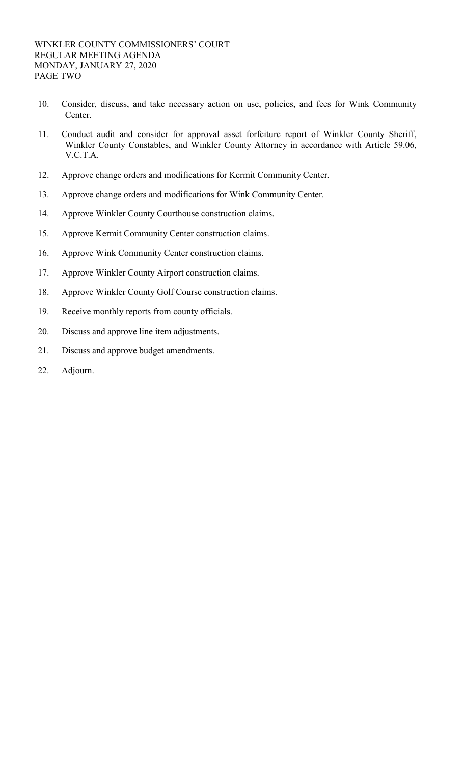10. Consider, discuss, and take necessary action on use, policies, and fees for Wink Community Center.
11. Conduct audit and consider for approval asset forfeiture report of Winkler County Sheriff, Winkler County Constables, and Winkler County Attorney in accordance with Article 59.06, V.C.T.A.
12. Approve change orders and modifications for Kermit Community Center.
13. Approve change orders and modifications for Wink Community Center.
14. Approve Winkler County Courthouse construction claims.
15. Approve Kermit Community Center construction claims.
16. Approve Wink Community Center construction claims.
17. Approve Winkler County Airport construction claims.
18. Approve Winkler County Golf Course construction claims.
19. Receive monthly reports from county officials.
20. Discuss and approve line item adjustments.
21. Discuss and approve budget amendments.
22. Adjourn.